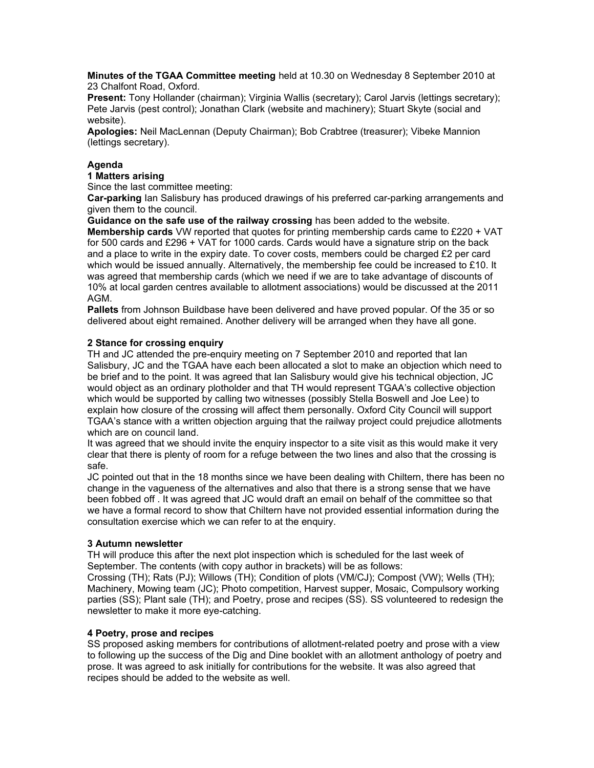**Minutes of the TGAA Committee meeting** held at 10.30 on Wednesday 8 September 2010 at 23 Chalfont Road, Oxford.

**Present:** Tony Hollander (chairman); Virginia Wallis (secretary); Carol Jarvis (lettings secretary); Pete Jarvis (pest control); Jonathan Clark (website and machinery); Stuart Skyte (social and website).

**Apologies:** Neil MacLennan (Deputy Chairman); Bob Crabtree (treasurer); Vibeke Mannion (lettings secretary).

## Agenda

### 1 Matters arising

Since the last committee meeting:

**Car-parking** Ian Salisbury has produced drawings of his preferred car-parking arrangements and given them to the council.

**Guidance on the safe use of the railway crossing** has been added to the website.

**Membership cards** VW reported that quotes for printing membership cards came to £220 + VAT for 500 cards and £296 + VAT for 1000 cards. Cards would have a signature strip on the back and a place to write in the expiry date. To cover costs, members could be charged £2 per card which would be issued annually. Alternatively, the membership fee could be increased to £10. It was agreed that membership cards (which we need if we are to take advantage of discounts of 10% at local garden centres available to allotment associations) would be discussed at the 2011 AGM.

**Pallets** from Johnson Buildbase have been delivered and have proved popular. Of the 35 or so delivered about eight remained. Another delivery will be arranged when they have all gone.

### 2 Stance for crossing enquiry

TH and JC attended the pre-enquiry meeting on 7 September 2010 and reported that Ian Salisbury, JC and the TGAA have each been allocated a slot to make an objection which need to be brief and to the point. It was agreed that Ian Salisbury would give his technical objection, JC would object as an ordinary plotholder and that TH would represent TGAA's collective objection which would be supported by calling two witnesses (possibly Stella Boswell and Joe Lee) to explain how closure of the crossing will affect them personally. Oxford City Council will support TGAA's stance with a written objection arguing that the railway project could prejudice allotments which are on council land.

It was agreed that we should invite the enquiry inspector to a site visit as this would make it very clear that there is plenty of room for a refuge between the two lines and also that the crossing is safe.

JC pointed out that in the 18 months since we have been dealing with Chiltern, there has been no change in the vagueness of the alternatives and also that there is a strong sense that we have been fobbed off . It was agreed that JC would draft an email on behalf of the committee so that we have a formal record to show that Chiltern have not provided essential information during the consultation exercise which we can refer to at the enquiry.

### 3 Autumn newsletter

TH will produce this after the next plot inspection which is scheduled for the last week of September. The contents (with copy author in brackets) will be as follows:

Crossing (TH); Rats (PJ); Willows (TH); Condition of plots (VM/CJ); Compost (VW); Wells (TH); Machinery, Mowing team (JC); Photo competition, Harvest supper, Mosaic, Compulsory working parties (SS); Plant sale (TH); and Poetry, prose and recipes (SS). SS volunteered to redesign the newsletter to make it more eye-catching.

### 4 Poetry, prose and recipes

SS proposed asking members for contributions of allotment-related poetry and prose with a view to following up the success of the Dig and Dine booklet with an allotment anthology of poetry and prose. It was agreed to ask initially for contributions for the website. It was also agreed that recipes should be added to the website as well.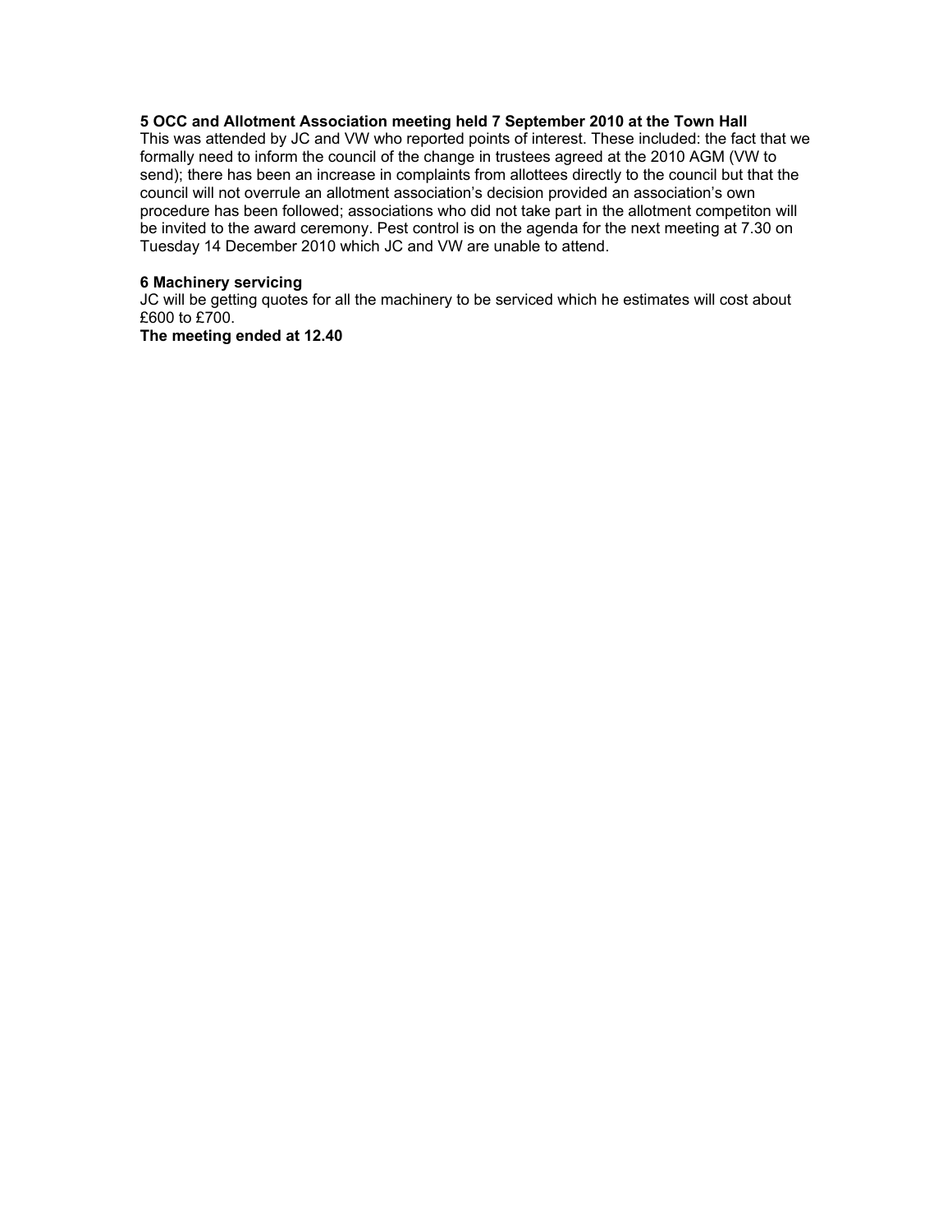**5 OCC and Allotment Association meeting held 7 September 2010 at the Town Hall**
This was attended by JC and VW who reported points of interest. These included: the fact that we formally need to inform the council of the change in trustees agreed at the 2010 AGM (VW to send); there has been an increase in complaints from allottees directly to the council but that the council will not overrule an allotment association's decision provided an association's own procedure has been followed; associations who did not take part in the allotment competiton will be invited to the award ceremony. Pest control is on the agenda for the next meeting at 7.30 on Tuesday 14 December 2010 which JC and VW are unable to attend.

**6 Machinery servicing**
JC will be getting quotes for all the machinery to be serviced which he estimates will cost about £600 to £700.

**The meeting ended at 12.40**